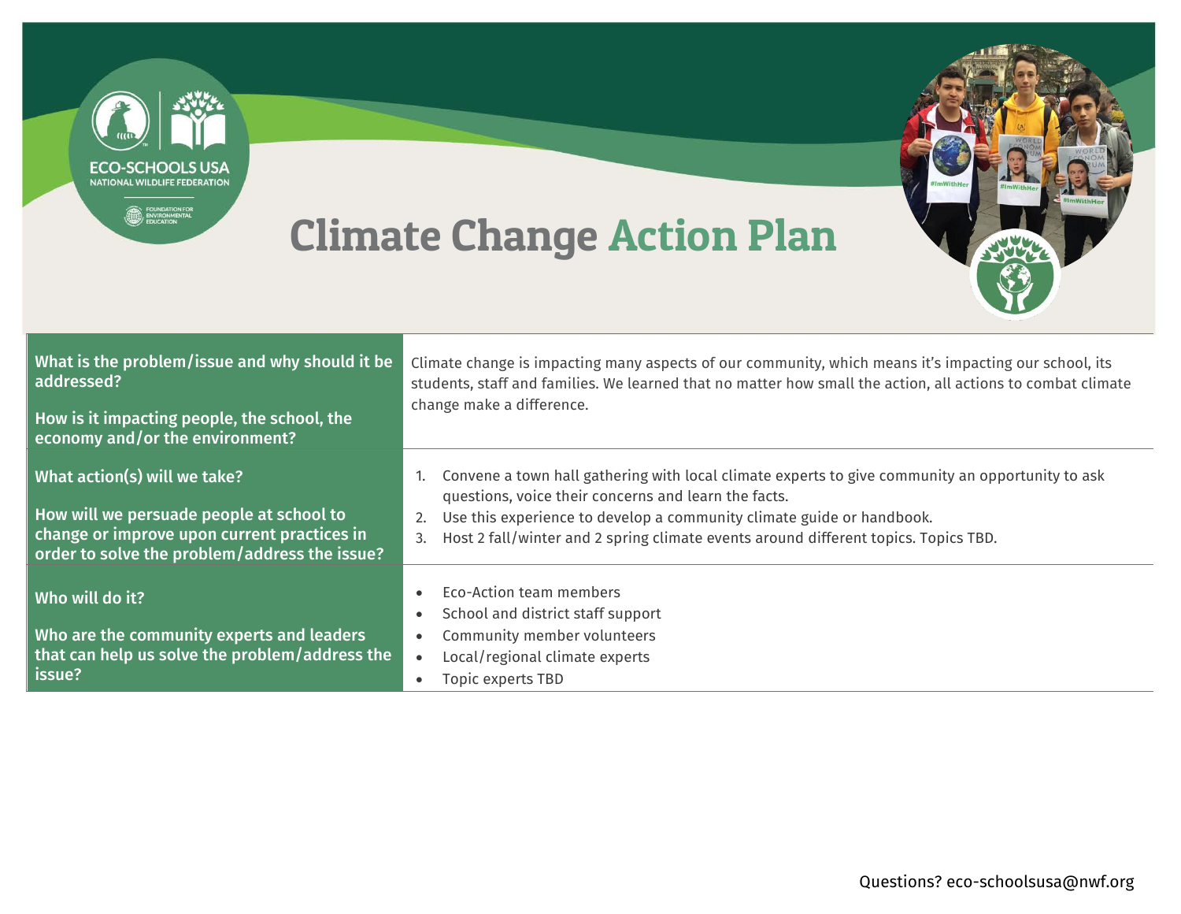# Climate Change Action Plan

| | |
|---|---|
| **What is the problem/issue and why should it be addressed?**<br><br>**How is it impacting people, the school, the economy and/or the environment?** | Climate change is impacting many aspects of our community, which means it's impacting our school, its students, staff and families. We learned that no matter how small the action, all actions to combat climate change make a difference. |
| **What action(s) will we take?**<br><br>**How will we persuade people at school to change or improve upon current practices in order to solve the problem/address the issue?** | 1. Convene a town hall gathering with local climate experts to give community an opportunity to ask questions, voice their concerns and learn the facts.<br>2. Use this experience to develop a community climate guide or handbook.<br>3. Host 2 fall/winter and 2 spring climate events around different topics. Topics TBD. |
| **Who will do it?**<br><br>**Who are the community experts and leaders that can help us solve the problem/address the issue?** | • Eco-Action team members<br>• School and district staff support<br>• Community member volunteers<br>• Local/regional climate experts<br>• Topic experts TBD |

Questions? eco-schoolsusa@nwf.org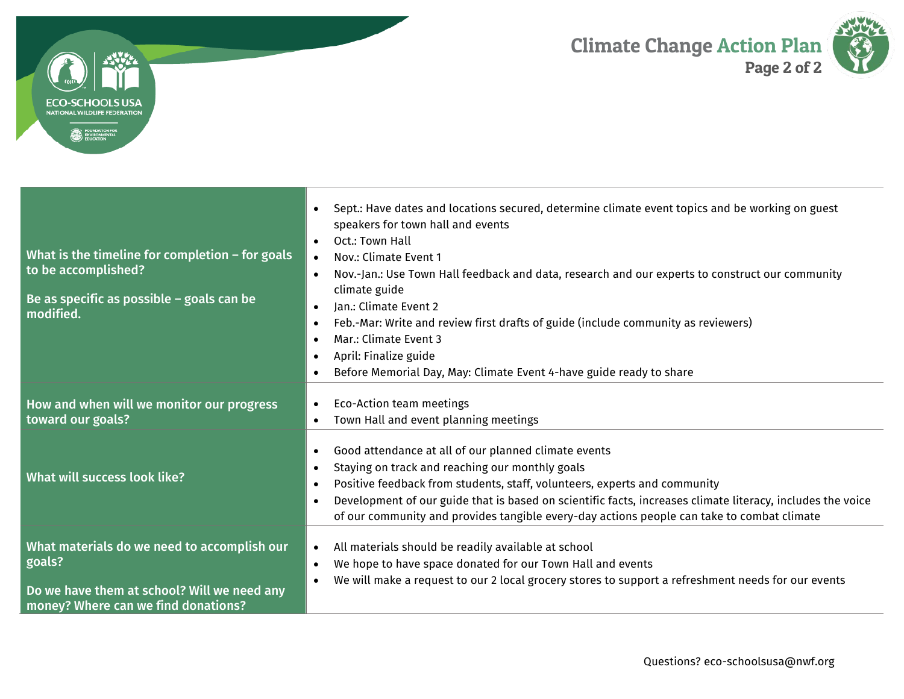| | |
|---|---|
| What is the timeline for completion – for goals to be accomplished?<br><br>Be as specific as possible – goals can be modified. | • Sept.: Have dates and locations secured, determine climate event topics and be working on guest speakers for town hall and events<br>• Oct.: Town Hall<br>• Nov.: Climate Event 1<br>• Nov.-Jan.: Use Town Hall feedback and data, research and our experts to construct our community climate guide<br>• Jan.: Climate Event 2<br>• Feb.-Mar: Write and review first drafts of guide (include community as reviewers)<br>• Mar.: Climate Event 3<br>• April: Finalize guide<br>• Before Memorial Day, May: Climate Event 4-have guide ready to share |
| How and when will we monitor our progress toward our goals? | • Eco-Action team meetings<br>• Town Hall and event planning meetings |
| What will success look like? | • Good attendance at all of our planned climate events<br>• Staying on track and reaching our monthly goals<br>• Positive feedback from students, staff, volunteers, experts and community<br>• Development of our guide that is based on scientific facts, increases climate literacy, includes the voice of our community and provides tangible every-day actions people can take to combat climate |
| What materials do we need to accomplish our goals?<br><br>Do we have them at school? Will we need any money? Where can we find donations? | • All materials should be readily available at school<br>• We hope to have space donated for our Town Hall and events<br>• We will make a request to our 2 local grocery stores to support a refreshment needs for our events |

Questions? eco-schoolsusa@nwf.org